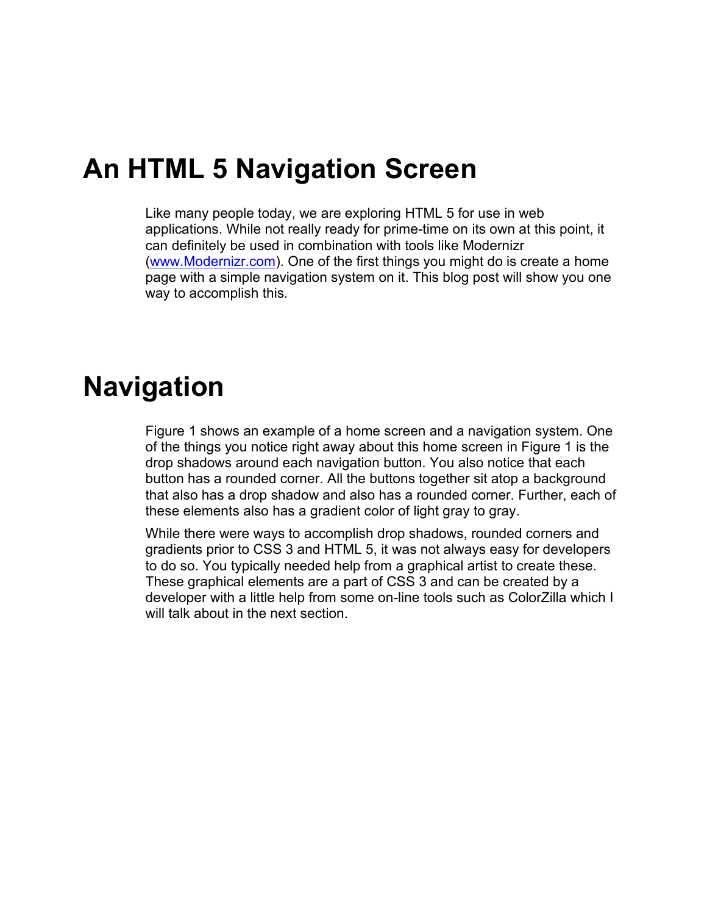# An HTML 5 Navigation Screen

Like many people today, we are exploring HTML 5 for use in web applications. While not really ready for prime-time on its own at this point, it can definitely be used in combination with tools like Modernizr ([www.Modernizr.com](http://www.Modernizr.com)). One of the first things you might do is create a home page with a simple navigation system on it. This blog post will show you one way to accomplish this.

# Navigation

Figure 1 shows an example of a home screen and a navigation system. One of the things you notice right away about this home screen in Figure 1 is the drop shadows around each navigation button. You also notice that each button has a rounded corner. All the buttons together sit atop a background that also has a drop shadow and also has a rounded corner. Further, each of these elements also has a gradient color of light gray to gray.

While there were ways to accomplish drop shadows, rounded corners and gradients prior to CSS 3 and HTML 5, it was not always easy for developers to do so. You typically needed help from a graphical artist to create these. These graphical elements are a part of CSS 3 and can be created by a developer with a little help from some on-line tools such as ColorZilla which I will talk about in the next section.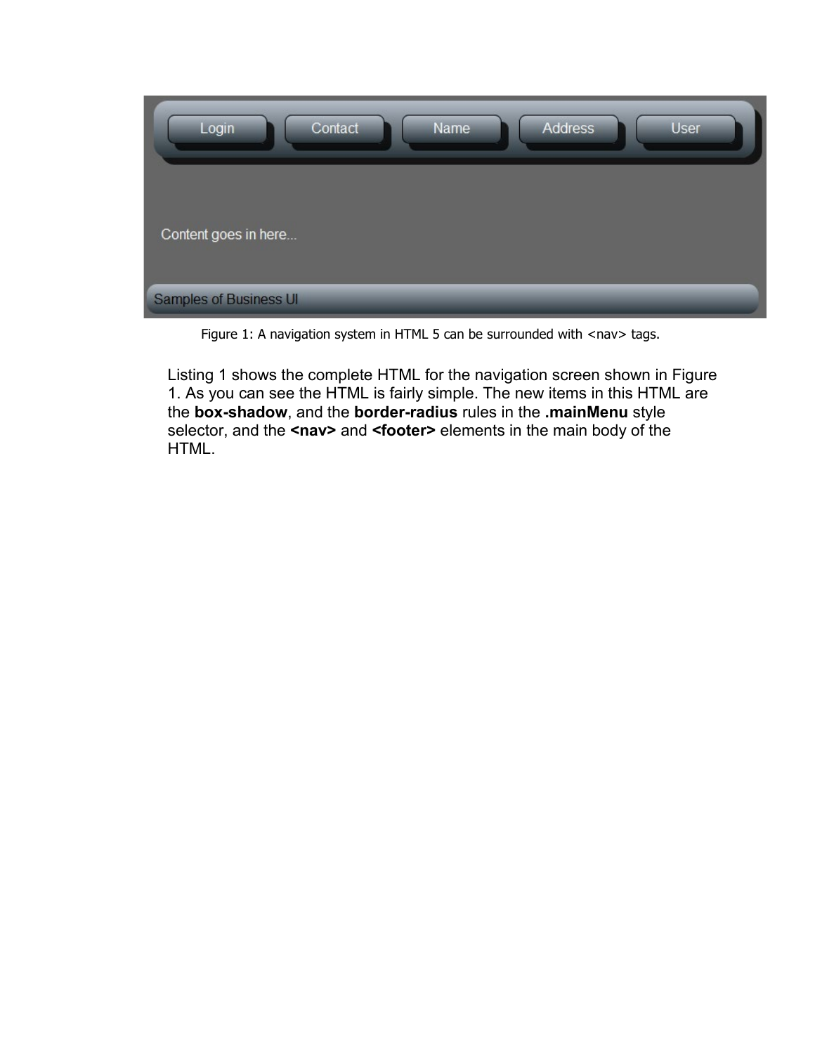Figure 1: A navigation system in HTML 5 can be surrounded with <nav> tags.

Listing 1 shows the complete HTML for the navigation screen shown in Figure 1. As you can see the HTML is fairly simple. The new items in this HTML are the **box-shadow**, and the **border-radius** rules in the **.mainMenu** style selector, and the **<nav>** and **<footer>** elements in the main body of the HTML.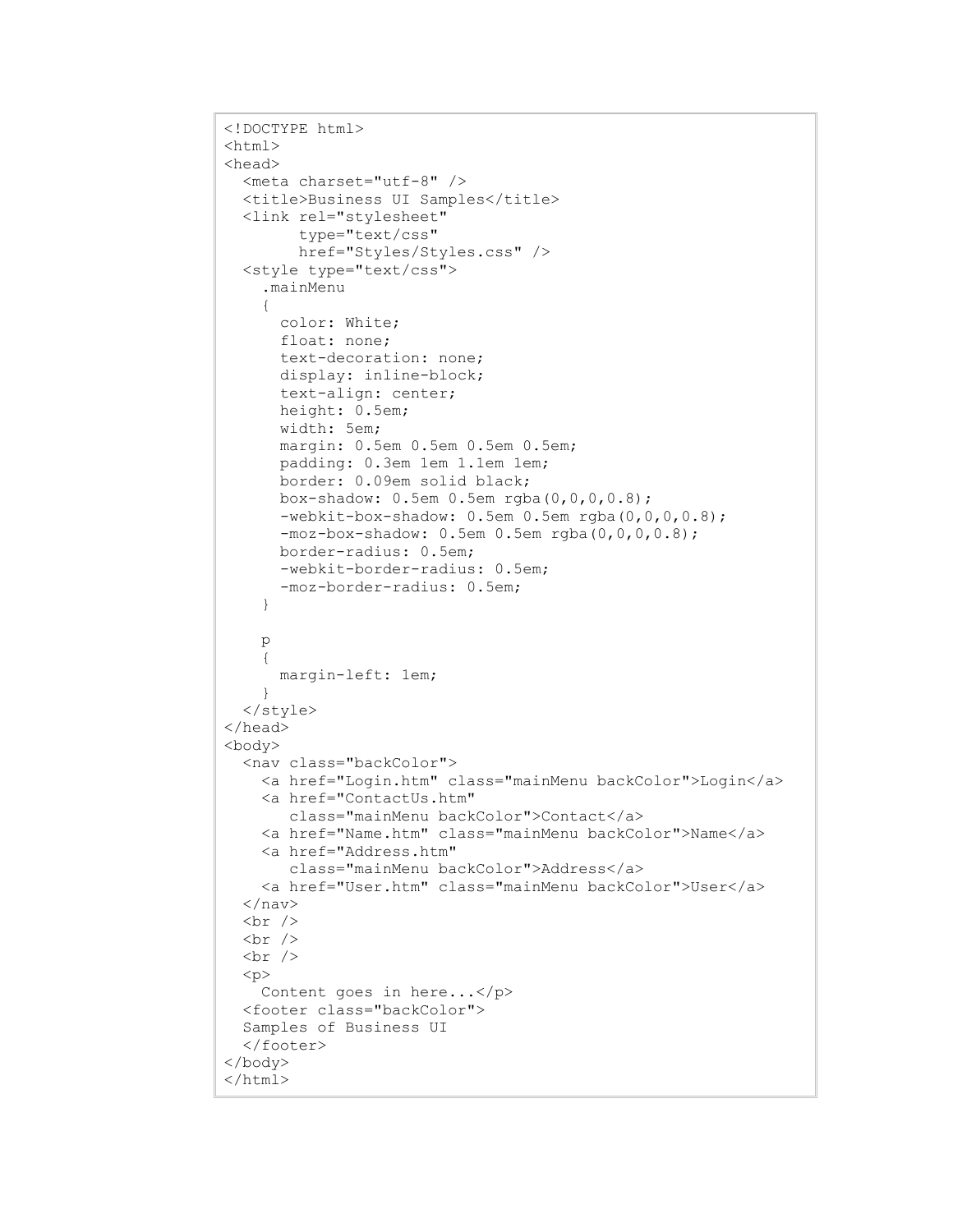```
<!DOCTYPE html>
<html>
<head>
  <meta charset="utf-8" />
  <title>Business UI Samples</title>
  <link rel="stylesheet"
        type="text/css"
        href="Styles/Styles.css" />
  <style type="text/css">
    .mainMenu
    {
      color: White;
      float: none;
      text-decoration: none;
      display: inline-block;
      text-align: center;
      height: 0.5em;
      width: 5em;
      margin: 0.5em 0.5em 0.5em 0.5em;
      padding: 0.3em 1em 1.1em 1em;
      border: 0.09em solid black;
      box-shadow: 0.5em 0.5em rgba(0,0,0,0.8);
      -webkit-box-shadow: 0.5em 0.5em rgba(0,0,0,0.8);
      -moz-box-shadow: 0.5em 0.5em rgba(0,0,0,0.8);
      border-radius: 0.5em;
      -webkit-border-radius: 0.5em;
      -moz-border-radius: 0.5em;
    }

    p
    {
      margin-left: 1em;
    }
  </style>
</head>
<body>
  <nav class="backColor">
    <a href="Login.htm" class="mainMenu backColor">Login</a>
    <a href="ContactUs.htm"
       class="mainMenu backColor">Contact</a>
    <a href="Name.htm" class="mainMenu backColor">Name</a>
    <a href="Address.htm"
       class="mainMenu backColor">Address</a>
    <a href="User.htm" class="mainMenu backColor">User</a>
  </nav>
  <br />
  <br />
  <br />
  <p>
    Content goes in here...</p>
  <footer class="backColor">
  Samples of Business UI
  </footer>
</body>
</html>
```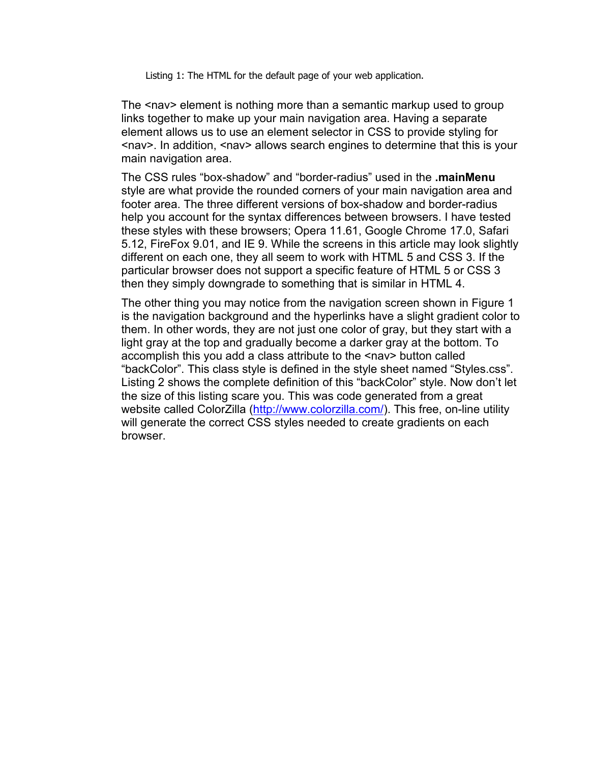Listing 1: The HTML for the default page of your web application.

The <nav> element is nothing more than a semantic markup used to group links together to make up your main navigation area. Having a separate element allows us to use an element selector in CSS to provide styling for <nav>. In addition, <nav> allows search engines to determine that this is your main navigation area.

The CSS rules “box-shadow” and “border-radius” used in the **.mainMenu** style are what provide the rounded corners of your main navigation area and footer area. The three different versions of box-shadow and border-radius help you account for the syntax differences between browsers. I have tested these styles with these browsers; Opera 11.61, Google Chrome 17.0, Safari 5.12, FireFox 9.01, and IE 9. While the screens in this article may look slightly different on each one, they all seem to work with HTML 5 and CSS 3. If the particular browser does not support a specific feature of HTML 5 or CSS 3 then they simply downgrade to something that is similar in HTML 4.

The other thing you may notice from the navigation screen shown in Figure 1 is the navigation background and the hyperlinks have a slight gradient color to them. In other words, they are not just one color of gray, but they start with a light gray at the top and gradually become a darker gray at the bottom. To accomplish this you add a class attribute to the <nav> button called “backColor”. This class style is defined in the style sheet named “Styles.css”. Listing 2 shows the complete definition of this “backColor” style. Now don’t let the size of this listing scare you. This was code generated from a great website called ColorZilla ([http://www.colorzilla.com/](http://www.colorzilla.com/)). This free, on-line utility will generate the correct CSS styles needed to create gradients on each browser.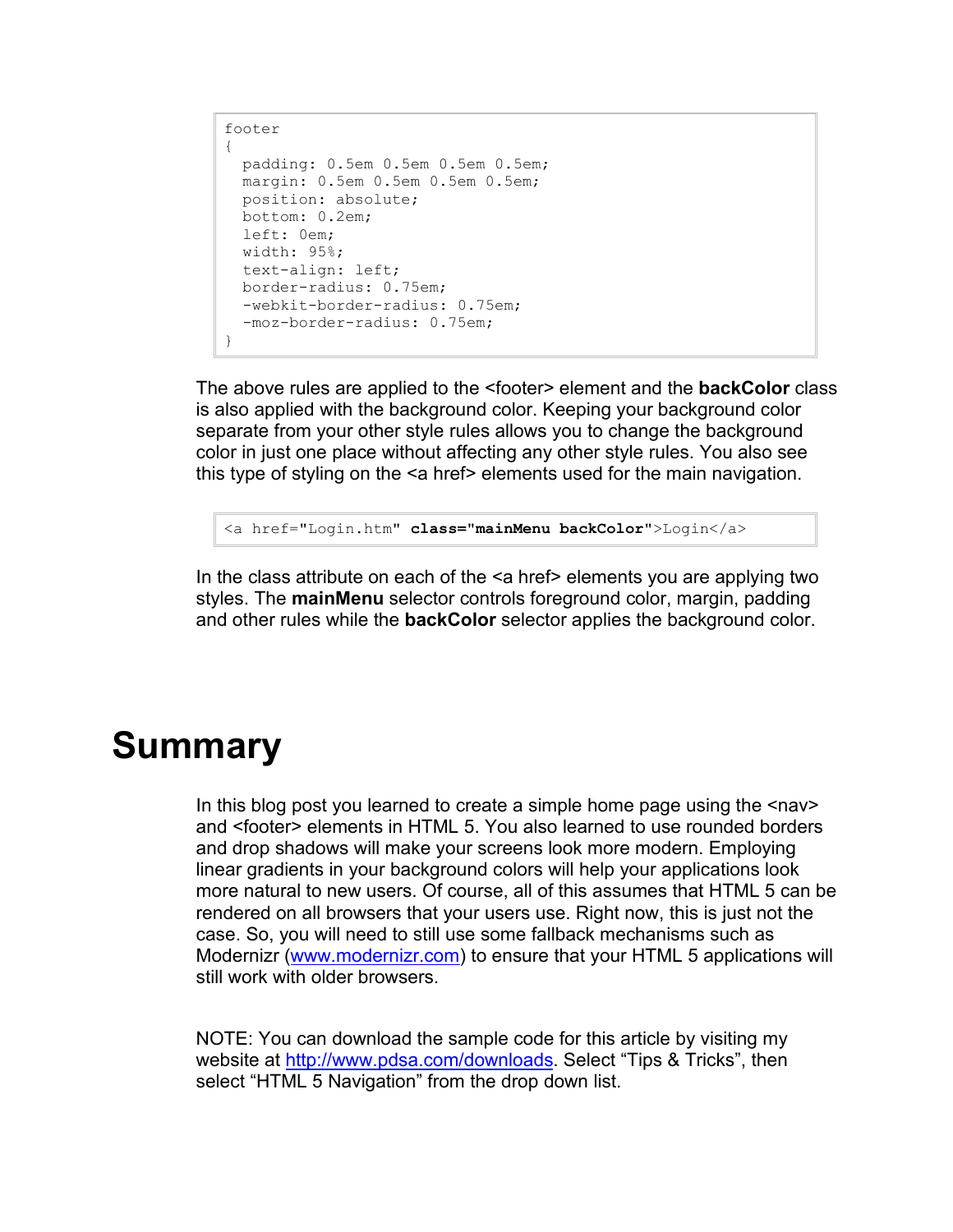```
footer
{
  padding: 0.5em 0.5em 0.5em 0.5em;
  margin: 0.5em 0.5em 0.5em 0.5em;
  position: absolute;
  bottom: 0.2em;
  left: 0em;
  width: 95%;
  text-align: left;
  border-radius: 0.75em;
  -webkit-border-radius: 0.75em;
  -moz-border-radius: 0.75em;
}
```

The above rules are applied to the <footer> element and the **backColor** class is also applied with the background color. Keeping your background color separate from your other style rules allows you to change the background color in just one place without affecting any other style rules. You also see this type of styling on the <a href> elements used for the main navigation.

```
<a href="Login.htm" class="mainMenu backColor">Login</a>
```

In the class attribute on each of the <a href> elements you are applying two styles. The **mainMenu** selector controls foreground color, margin, padding and other rules while the **backColor** selector applies the background color.

# Summary

In this blog post you learned to create a simple home page using the <nav> and <footer> elements in HTML 5. You also learned to use rounded borders and drop shadows will make your screens look more modern. Employing linear gradients in your background colors will help your applications look more natural to new users. Of course, all of this assumes that HTML 5 can be rendered on all browsers that your users use. Right now, this is just not the case. So, you will need to still use some fallback mechanisms such as Modernizr ([www.modernizr.com](http://www.modernizr.com)) to ensure that your HTML 5 applications will still work with older browsers.

NOTE: You can download the sample code for this article by visiting my website at [http://www.pdsa.com/downloads](http://www.pdsa.com/downloads). Select “Tips & Tricks”, then select “HTML 5 Navigation” from the drop down list.